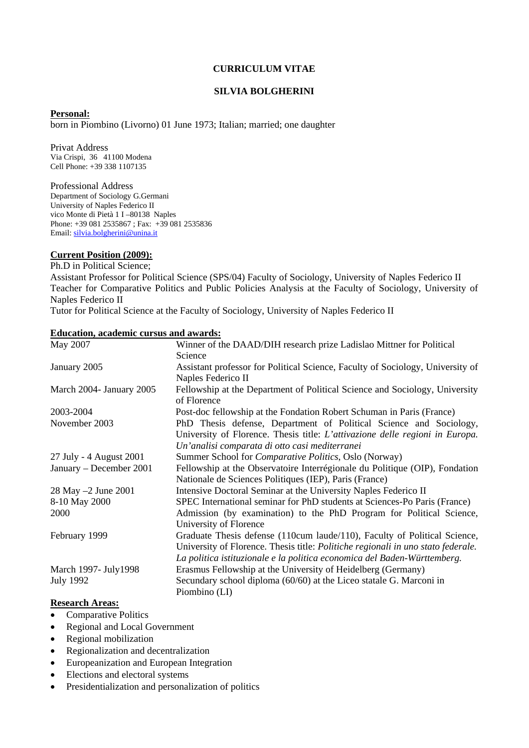# CURRICULUM VITAE

## SILVIA BOLGHERINI

**Personal:**

born in Piombino (Livorno) 01 June 1973; Italian; married; one daughter

Privat Address
Via Crispi, 36 41100 Modena
Cell Phone: +39 338 1107135

Professional Address
Department of Sociology G.Germani
University of Naples Federico II
vico Monte di Pietà 1 I –80138 Naples
Phone: +39 081 2535867 ; Fax: +39 081 2535836
Email: silvia.bolgherini@unina.it

**Current Position (2009):**

Ph.D in Political Science;
Assistant Professor for Political Science (SPS/04) Faculty of Sociology, University of Naples Federico II
Teacher for Comparative Politics and Public Policies Analysis at the Faculty of Sociology, University of Naples Federico II
Tutor for Political Science at the Faculty of Sociology, University of Naples Federico II

**Education, academic cursus and awards:**

| | |
|---|---|
| May 2007 | Winner of the DAAD/DIH research prize Ladislao Mittner for Political Science |
| January 2005 | Assistant professor for Political Science, Faculty of Sociology, University of Naples Federico II |
| March 2004- January 2005 | Fellowship at the Department of Political Science and Sociology, University of Florence |
| 2003-2004 | Post-doc fellowship at the Fondation Robert Schuman in Paris (France) |
| November 2003 | PhD Thesis defense, Department of Political Science and Sociology, University of Florence. Thesis title: *L'attivazione delle regioni in Europa. Un'analisi comparata di otto casi mediterranei* |
| 27 July - 4 August 2001 | Summer School for *Comparative Politics*, Oslo (Norway) |
| January – December 2001 | Fellowship at the Observatoire Interrégionale du Politique (OIP), Fondation Nationale de Sciences Politiques (IEP), Paris (France) |
| 28 May –2 June 2001 | Intensive Doctoral Seminar at the University Naples Federico II |
| 8-10 May 2000 | SPEC International seminar for PhD students at Sciences-Po Paris (France) |
| 2000 | Admission (by examination) to the PhD Program for Political Science, University of Florence |
| February 1999 | Graduate Thesis defense (110cum laude/110), Faculty of Political Science, University of Florence. Thesis title: *Politiche regionali in uno stato federale. La politica istituzionale e la politica economica del Baden-Württemberg.* |
| March 1997- July1998 | Erasmus Fellowship at the University of Heidelberg (Germany) |
| July 1992 | Secundary school diploma (60/60) at the Liceo statale G. Marconi in Piombino (LI) |

**Research Areas:**

- Comparative Politics
- Regional and Local Government
- Regional mobilization
- Regionalization and decentralization
- Europeanization and European Integration
- Elections and electoral systems
- Presidentialization and personalization of politics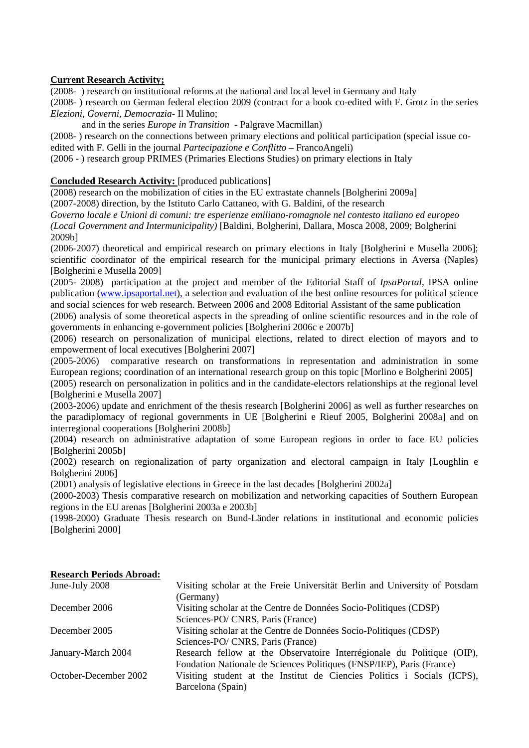**Current Research Activity;**

(2008- ) research on institutional reforms at the national and local level in Germany and Italy

(2008- ) research on German federal election 2009 (contract for a book co-edited with F. Grotz in the series *Elezioni, Governi, Democrazia*- Il Mulino;

and in the series *Europe in Transition* - Palgrave Macmillan)

(2008- ) research on the connections between primary elections and political participation (special issue co-edited with F. Gelli in the journal *Partecipazione e Conflitto* – FrancoAngeli)

(2006 - ) research group PRIMES (Primaries Elections Studies) on primary elections in Italy

**Concluded Research Activity:** [produced publications]

(2008) research on the mobilization of cities in the EU extrastate channels [Bolgherini 2009a]

(2007-2008) direction, by the Istituto Carlo Cattaneo, with G. Baldini, of the research *Governo locale e Unioni di comuni: tre esperienze emiliano-romagnole nel contesto italiano ed europeo (Local Government and Intermunicipality)* [Baldini, Bolgherini, Dallara, Mosca 2008, 2009; Bolgherini 2009b]

(2006-2007) theoretical and empirical research on primary elections in Italy [Bolgherini e Musella 2006]; scientific coordinator of the empirical research for the municipal primary elections in Aversa (Naples) [Bolgherini e Musella 2009]

(2005- 2008) participation at the project and member of the Editorial Staff of *IpsaPortal*, IPSA online publication (www.ipsaportal.net), a selection and evaluation of the best online resources for political science and social sciences for web research. Between 2006 and 2008 Editorial Assistant of the same publication

(2006) analysis of some theoretical aspects in the spreading of online scientific resources and in the role of governments in enhancing e-government policies [Bolgherini 2006c e 2007b]

(2006) research on personalization of municipal elections, related to direct election of mayors and to empowerment of local executives [Bolgherini 2007]

(2005-2006) comparative research on transformations in representation and administration in some European regions; coordination of an international research group on this topic [Morlino e Bolgherini 2005]

(2005) research on personalization in politics and in the candidate-electors relationships at the regional level [Bolgherini e Musella 2007]

(2003-2006) update and enrichment of the thesis research [Bolgherini 2006] as well as further researches on the paradiplomacy of regional governments in UE [Bolgherini e Rieuf 2005, Bolgherini 2008a] and on interregional cooperations [Bolgherini 2008b]

(2004) research on administrative adaptation of some European regions in order to face EU policies [Bolgherini 2005b]

(2002) research on regionalization of party organization and electoral campaign in Italy [Loughlin e Bolgherini 2006]

(2001) analysis of legislative elections in Greece in the last decades [Bolgherini 2002a]

(2000-2003) Thesis comparative research on mobilization and networking capacities of Southern European regions in the EU arenas [Bolgherini 2003a e 2003b]

(1998-2000) Graduate Thesis research on Bund-Länder relations in institutional and economic policies [Bolgherini 2000]

**Research Periods Abroad:**

| | |
|---|---|
| June-July 2008 | Visiting scholar at the Freie Universität Berlin and University of Potsdam (Germany) |
| December 2006 | Visiting scholar at the Centre de Données Socio-Politiques (CDSP) Sciences-PO/ CNRS, Paris (France) |
| December 2005 | Visiting scholar at the Centre de Données Socio-Politiques (CDSP) Sciences-PO/ CNRS, Paris (France) |
| January-March 2004 | Research fellow at the Observatoire Interrégionale du Politique (OIP), Fondation Nationale de Sciences Politiques (FNSP/IEP), Paris (France) |
| October-December 2002 | Visiting student at the Institut de Ciencies Politics i Socials (ICPS), Barcelona (Spain) |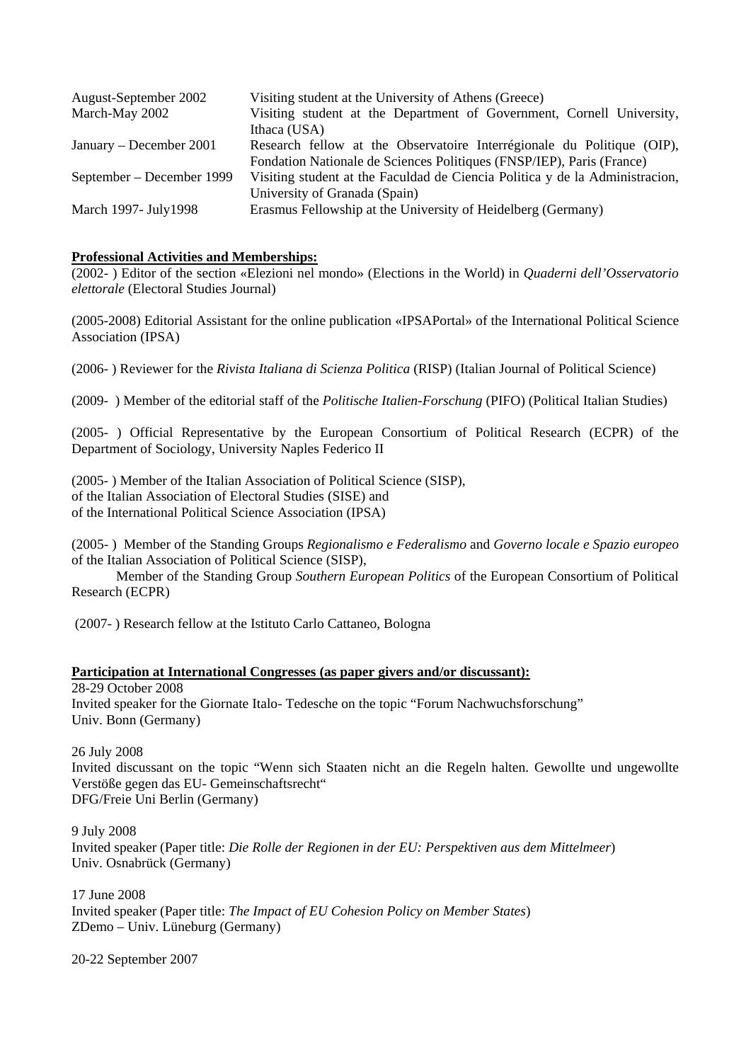| | |
|---|---|
| August-September 2002 | Visiting student at the University of Athens (Greece) |
| March-May 2002 | Visiting student at the Department of Government, Cornell University, Ithaca (USA) |
| January – December 2001 | Research fellow at the Observatoire Interrégionale du Politique (OIP), Fondation Nationale de Sciences Politiques (FNSP/IEP), Paris (France) |
| September – December 1999 | Visiting student at the Faculdad de Ciencia Politica y de la Administracion, University of Granada (Spain) |
| March 1997- July1998 | Erasmus Fellowship at the University of Heidelberg (Germany) |

**Professional Activities and Memberships:**

(2002- ) Editor of the section «Elezioni nel mondo» (Elections in the World) in *Quaderni dell'Osservatorio elettorale* (Electoral Studies Journal)

(2005-2008) Editorial Assistant for the online publication «IPSAPortal» of the International Political Science Association (IPSA)

(2006- ) Reviewer for the *Rivista Italiana di Scienza Politica* (RISP) (Italian Journal of Political Science)

(2009- ) Member of the editorial staff of the *Politische Italien-Forschung* (PIFO) (Political Italian Studies)

(2005- ) Official Representative by the European Consortium of Political Research (ECPR) of the Department of Sociology, University Naples Federico II

(2005- ) Member of the Italian Association of Political Science (SISP),
of the Italian Association of Electoral Studies (SISE) and
of the International Political Science Association (IPSA)

(2005- ) Member of the Standing Groups *Regionalismo e Federalismo* and *Governo locale e Spazio europeo* of the Italian Association of Political Science (SISP),
Member of the Standing Group *Southern European Politics* of the European Consortium of Political Research (ECPR)

(2007- ) Research fellow at the Istituto Carlo Cattaneo, Bologna

**Participation at International Congresses (as paper givers and/or discussant):**

28-29 October 2008
Invited speaker for the Giornate Italo- Tedesche on the topic "Forum Nachwuchsforschung"
Univ. Bonn (Germany)

26 July 2008
Invited discussant on the topic "Wenn sich Staaten nicht an die Regeln halten. Gewollte und ungewollte Verstöße gegen das EU- Gemeinschaftsrecht"
DFG/Freie Uni Berlin (Germany)

9 July 2008
Invited speaker (Paper title: *Die Rolle der Regionen in der EU: Perspektiven aus dem Mittelmeer*)
Univ. Osnabrück (Germany)

17 June 2008
Invited speaker (Paper title: *The Impact of EU Cohesion Policy on Member States*)
ZDemo – Univ. Lüneburg (Germany)

20-22 September 2007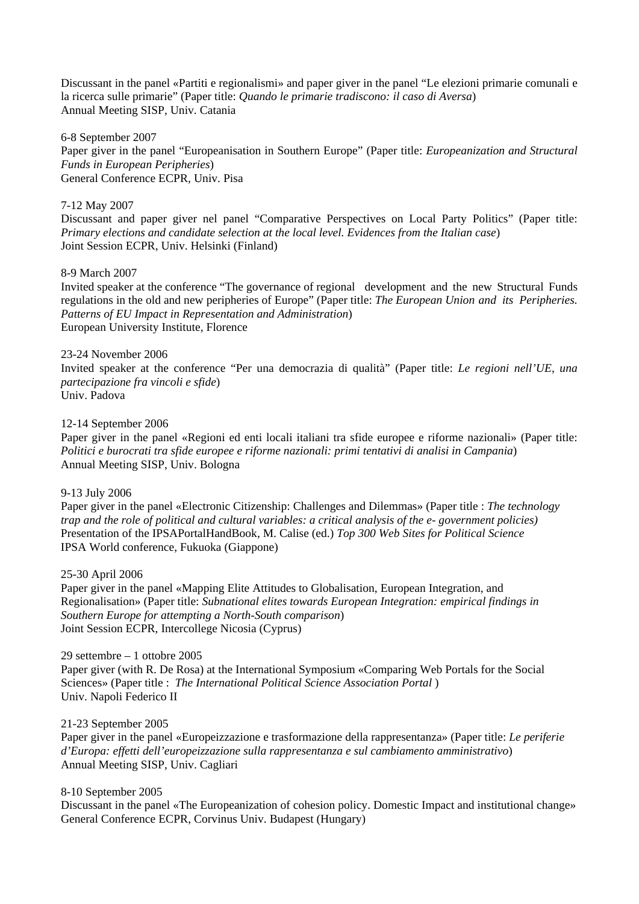Discussant in the panel «Partiti e regionalismi» and paper giver in the panel "Le elezioni primarie comunali e la ricerca sulle primarie" (Paper title: *Quando le primarie tradiscono: il caso di Aversa*)
Annual Meeting SISP, Univ. Catania

6-8 September 2007
Paper giver in the panel "Europeanisation in Southern Europe" (Paper title: *Europeanization and Structural Funds in European Peripheries*)
General Conference ECPR, Univ. Pisa

7-12 May 2007
Discussant and paper giver nel panel "Comparative Perspectives on Local Party Politics" (Paper title: *Primary elections and candidate selection at the local level. Evidences from the Italian case*)
Joint Session ECPR, Univ. Helsinki (Finland)

8-9 March 2007
Invited speaker at the conference "The governance of regional development and the new Structural Funds regulations in the old and new peripheries of Europe" (Paper title: *The European Union and its Peripheries. Patterns of EU Impact in Representation and Administration*)
European University Institute, Florence

23-24 November 2006
Invited speaker at the conference "Per una democrazia di qualità" (Paper title: *Le regioni nell'UE, una partecipazione fra vincoli e sfide*)
Univ. Padova

12-14 September 2006
Paper giver in the panel «Regioni ed enti locali italiani tra sfide europee e riforme nazionali» (Paper title: *Politici e burocrati tra sfide europee e riforme nazionali: primi tentativi di analisi in Campania*)
Annual Meeting SISP, Univ. Bologna

9-13 July 2006
Paper giver in the panel «Electronic Citizenship: Challenges and Dilemmas» (Paper title : *The technology trap and the role of political and cultural variables: a critical analysis of the e- government policies)*
Presentation of the IPSAPortalHandBook, M. Calise (ed.) *Top 300 Web Sites for Political Science*
IPSA World conference, Fukuoka (Giappone)

25-30 April 2006
Paper giver in the panel «Mapping Elite Attitudes to Globalisation, European Integration, and Regionalisation» (Paper title: *Subnational elites towards European Integration: empirical findings in Southern Europe for attempting a North-South comparison*)
Joint Session ECPR, Intercollege Nicosia (Cyprus)

29 settembre – 1 ottobre 2005
Paper giver (with R. De Rosa) at the International Symposium «Comparing Web Portals for the Social Sciences» (Paper title : *The International Political Science Association Portal* )
Univ. Napoli Federico II

21-23 September 2005
Paper giver in the panel «Europeizzazione e trasformazione della rappresentanza» (Paper title: *Le periferie d'Europa: effetti dell'europeizzazione sulla rappresentanza e sul cambiamento amministrativo*)
Annual Meeting SISP, Univ. Cagliari

8-10 September 2005
Discussant in the panel «The Europeanization of cohesion policy. Domestic Impact and institutional change»
General Conference ECPR, Corvinus Univ. Budapest (Hungary)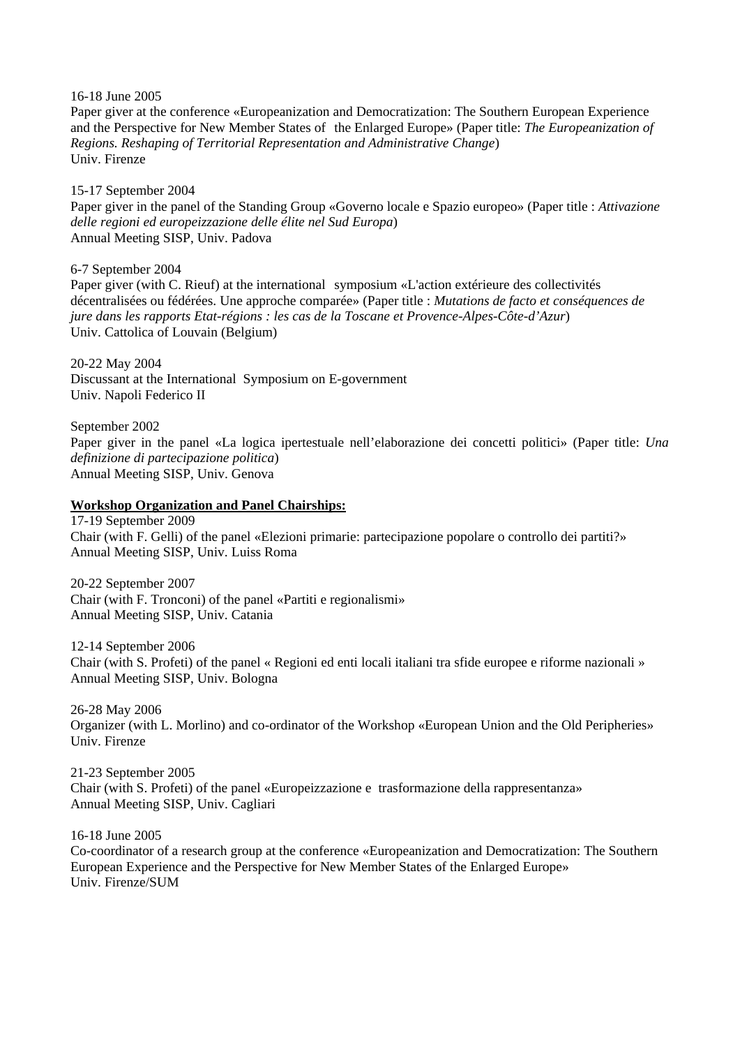16-18 June 2005
Paper giver at the conference «Europeanization and Democratization: The Southern European Experience and the Perspective for New Member States of the Enlarged Europe» (Paper title: *The Europeanization of Regions. Reshaping of Territorial Representation and Administrative Change*)
Univ. Firenze

15-17 September 2004
Paper giver in the panel of the Standing Group «Governo locale e Spazio europeo» (Paper title : *Attivazione delle regioni ed europeizzazione delle élite nel Sud Europa*)
Annual Meeting SISP, Univ. Padova

6-7 September 2004
Paper giver (with C. Rieuf) at the international symposium «L'action extérieure des collectivités décentralisées ou fédérées. Une approche comparée» (Paper title : *Mutations de facto et conséquences de jure dans les rapports Etat-régions : les cas de la Toscane et Provence-Alpes-Côte-d'Azur*)
Univ. Cattolica of Louvain (Belgium)

20-22 May 2004
Discussant at the International Symposium on E-government
Univ. Napoli Federico II

September 2002
Paper giver in the panel «La logica ipertestuale nell'elaborazione dei concetti politici» (Paper title: *Una definizione di partecipazione politica*)
Annual Meeting SISP, Univ. Genova

**Workshop Organization and Panel Chairships:**

17-19 September 2009
Chair (with F. Gelli) of the panel «Elezioni primarie: partecipazione popolare o controllo dei partiti?»
Annual Meeting SISP, Univ. Luiss Roma

20-22 September 2007
Chair (with F. Tronconi) of the panel «Partiti e regionalismi»
Annual Meeting SISP, Univ. Catania

12-14 September 2006
Chair (with S. Profeti) of the panel « Regioni ed enti locali italiani tra sfide europee e riforme nazionali »
Annual Meeting SISP, Univ. Bologna

26-28 May 2006
Organizer (with L. Morlino) and co-ordinator of the Workshop «European Union and the Old Peripheries»
Univ. Firenze

21-23 September 2005
Chair (with S. Profeti) of the panel «Europeizzazione e trasformazione della rappresentanza»
Annual Meeting SISP, Univ. Cagliari

16-18 June 2005
Co-coordinator of a research group at the conference «Europeanization and Democratization: The Southern European Experience and the Perspective for New Member States of the Enlarged Europe»
Univ. Firenze/SUM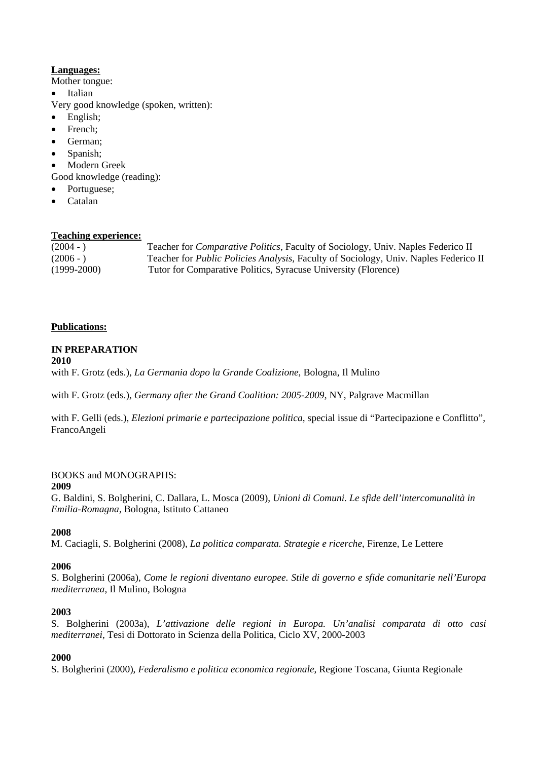**Languages:**

Mother tongue:

- Italian

Very good knowledge (spoken, written):

- English;
- French;
- German;
- Spanish;
- Modern Greek

Good knowledge (reading):

- Portuguese;
- Catalan

**Teaching experience:**

| | |
|---|---|
| (2004 - ) | Teacher for *Comparative Politics*, Faculty of Sociology, Univ. Naples Federico II |
| (2006 - ) | Teacher for *Public Policies Analysis,* Faculty of Sociology, Univ. Naples Federico II |
| (1999-2000) | Tutor for Comparative Politics, Syracuse University (Florence) |

**Publications:**

**IN PREPARATION**

**2010**

with F. Grotz (eds.), *La Germania dopo la Grande Coalizione*, Bologna, Il Mulino

with F. Grotz (eds.), *Germany after the Grand Coalition: 2005-2009*, NY, Palgrave Macmillan

with F. Gelli (eds.), *Elezioni primarie e partecipazione politica*, special issue di "Partecipazione e Conflitto", FrancoAngeli

BOOKS and MONOGRAPHS:

**2009**

G. Baldini, S. Bolgherini, C. Dallara, L. Mosca (2009), *Unioni di Comuni. Le sfide dell'intercomunalità in Emilia-Romagna*, Bologna, Istituto Cattaneo

**2008**

M. Caciagli, S. Bolgherini (2008), *La politica comparata. Strategie e ricerche*, Firenze, Le Lettere

**2006**

S. Bolgherini (2006a), *Come le regioni diventano europee. Stile di governo e sfide comunitarie nell'Europa mediterranea*, Il Mulino, Bologna

**2003**

S. Bolgherini (2003a), *L'attivazione delle regioni in Europa. Un'analisi comparata di otto casi mediterranei*, Tesi di Dottorato in Scienza della Politica, Ciclo XV, 2000-2003

**2000**

S. Bolgherini (2000), *Federalismo e politica economica regionale*, Regione Toscana, Giunta Regionale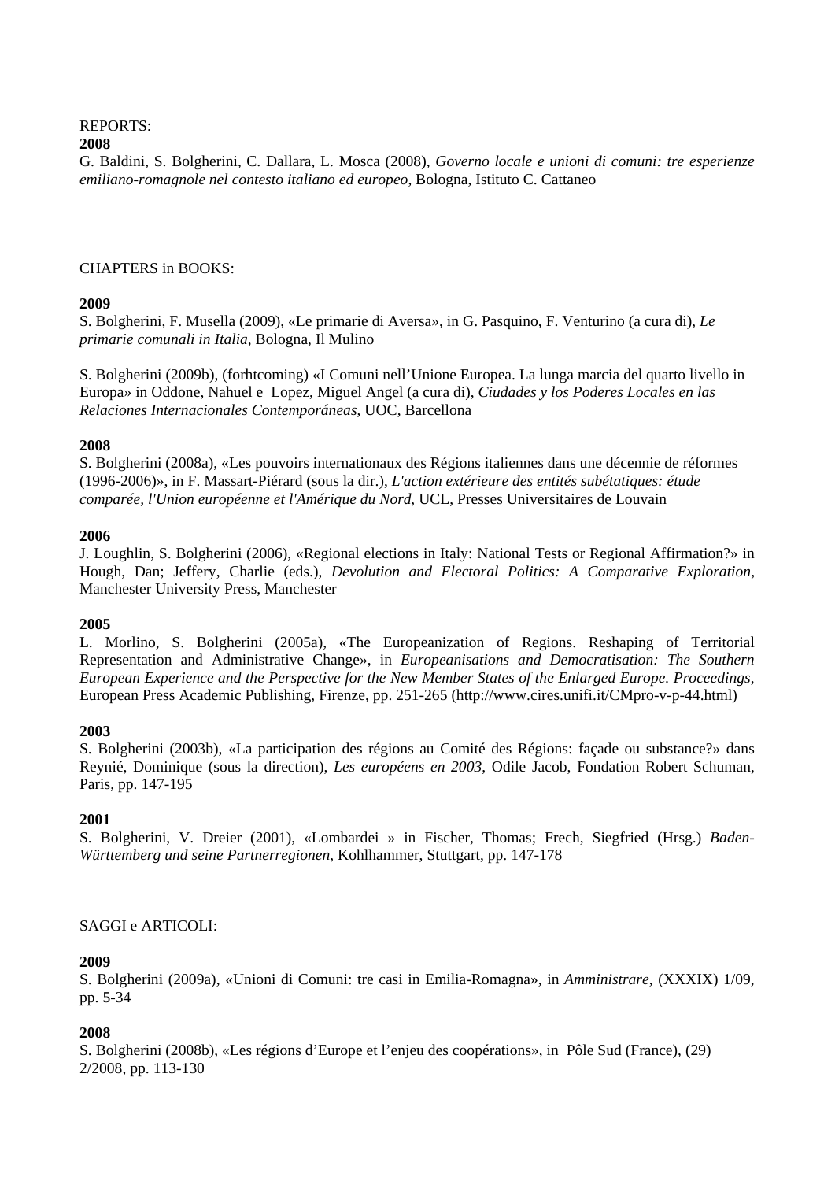REPORTS:

**2008**

G. Baldini, S. Bolgherini, C. Dallara, L. Mosca (2008), *Governo locale e unioni di comuni: tre esperienze emiliano-romagnole nel contesto italiano ed europeo*, Bologna, Istituto C. Cattaneo

CHAPTERS in BOOKS:

**2009**

S. Bolgherini, F. Musella (2009), «Le primarie di Aversa», in G. Pasquino, F. Venturino (a cura di), *Le primarie comunali in Italia*, Bologna, Il Mulino

S. Bolgherini (2009b), (forhtcoming) «I Comuni nell'Unione Europea. La lunga marcia del quarto livello in Europa» in Oddone, Nahuel e Lopez, Miguel Angel (a cura di), *Ciudades y los Poderes Locales en las Relaciones Internacionales Contemporáneas*, UOC, Barcellona

**2008**

S. Bolgherini (2008a), «Les pouvoirs internationaux des Régions italiennes dans une décennie de réformes (1996-2006)», in F. Massart-Piérard (sous la dir.), *L'action extérieure des entités subétatiques: étude comparée, l'Union européenne et l'Amérique du Nord*, UCL, Presses Universitaires de Louvain

**2006**

J. Loughlin, S. Bolgherini (2006), «Regional elections in Italy: National Tests or Regional Affirmation?» in Hough, Dan; Jeffery, Charlie (eds.), *Devolution and Electoral Politics: A Comparative Exploration*, Manchester University Press, Manchester

**2005**

L. Morlino, S. Bolgherini (2005a), «The Europeanization of Regions. Reshaping of Territorial Representation and Administrative Change», in *Europeanisations and Democratisation: The Southern European Experience and the Perspective for the New Member States of the Enlarged Europe. Proceedings*, European Press Academic Publishing, Firenze, pp. 251-265 (http://www.cires.unifi.it/CMpro-v-p-44.html)

**2003**

S. Bolgherini (2003b), «La participation des régions au Comité des Régions: façade ou substance?» dans Reynié, Dominique (sous la direction), *Les européens en 2003*, Odile Jacob, Fondation Robert Schuman, Paris, pp. 147-195

**2001**

S. Bolgherini, V. Dreier (2001), «Lombardei » in Fischer, Thomas; Frech, Siegfried (Hrsg.) *Baden-Württemberg und seine Partnerregionen*, Kohlhammer, Stuttgart, pp. 147-178

SAGGI e ARTICOLI:

**2009**

S. Bolgherini (2009a), «Unioni di Comuni: tre casi in Emilia-Romagna», in *Amministrare*, (XXXIX) 1/09, pp. 5-34

**2008**

S. Bolgherini (2008b), «Les régions d'Europe et l'enjeu des coopérations», in Pôle Sud (France), (29) 2/2008, pp. 113-130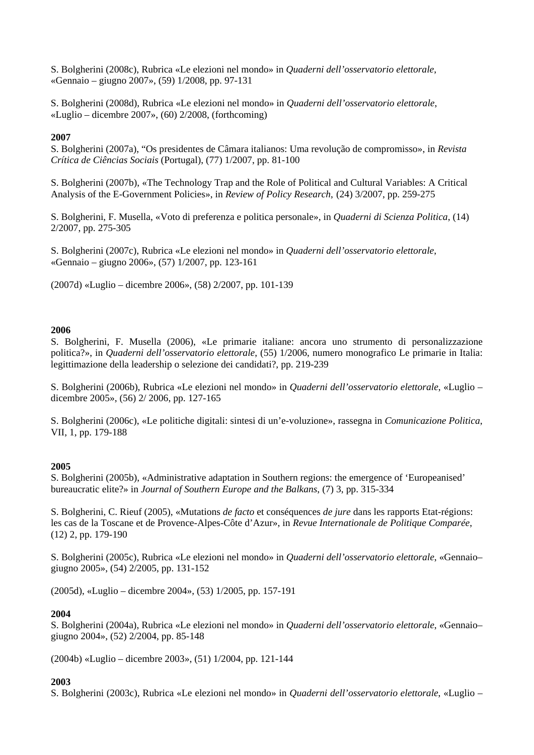S. Bolgherini (2008c), Rubrica «Le elezioni nel mondo» in *Quaderni dell'osservatorio elettorale*, «Gennaio – giugno 2007», (59) 1/2008, pp. 97-131

S. Bolgherini (2008d), Rubrica «Le elezioni nel mondo» in *Quaderni dell'osservatorio elettorale*, «Luglio – dicembre 2007», (60) 2/2008, (forthcoming)

**2007**

S. Bolgherini (2007a), "Os presidentes de Câmara italianos: Uma revolução de compromisso», in *Revista Crítica de Ciências Sociais* (Portugal), (77) 1/2007, pp. 81-100

S. Bolgherini (2007b), «The Technology Trap and the Role of Political and Cultural Variables: A Critical Analysis of the E-Government Policies», in *Review of Policy Research,* (24) 3/2007, pp. 259-275

S. Bolgherini, F. Musella, «Voto di preferenza e politica personale», in *Quaderni di Scienza Politica*, (14) 2/2007, pp. 275-305

S. Bolgherini (2007c), Rubrica «Le elezioni nel mondo» in *Quaderni dell'osservatorio elettorale*, «Gennaio – giugno 2006», (57) 1/2007, pp. 123-161

(2007d) «Luglio – dicembre 2006», (58) 2/2007, pp. 101-139

**2006**

S. Bolgherini, F. Musella (2006), «Le primarie italiane: ancora uno strumento di personalizzazione politica?», in *Quaderni dell'osservatorio elettorale*, (55) 1/2006, numero monografico Le primarie in Italia: legittimazione della leadership o selezione dei candidati?, pp. 219-239

S. Bolgherini (2006b), Rubrica «Le elezioni nel mondo» in *Quaderni dell'osservatorio elettorale*, «Luglio – dicembre 2005», (56) 2/ 2006, pp. 127-165

S. Bolgherini (2006c), «Le politiche digitali: sintesi di un'e-voluzione», rassegna in *Comunicazione Politica*, VII, 1, pp. 179-188

**2005**

S. Bolgherini (2005b), «Administrative adaptation in Southern regions: the emergence of 'Europeanised' bureaucratic elite?» in *Journal of Southern Europe and the Balkans*, (7) 3, pp. 315-334

S. Bolgherini, C. Rieuf (2005), «Mutations *de facto* et conséquences *de jure* dans les rapports Etat-régions: les cas de la Toscane et de Provence-Alpes-Côte d'Azur», in *Revue Internationale de Politique Comparée*, (12) 2, pp. 179-190

S. Bolgherini (2005c), Rubrica «Le elezioni nel mondo» in *Quaderni dell'osservatorio elettorale*, «Gennaio– giugno 2005», (54) 2/2005, pp. 131-152

(2005d), «Luglio – dicembre 2004», (53) 1/2005, pp. 157-191

**2004**

S. Bolgherini (2004a), Rubrica «Le elezioni nel mondo» in *Quaderni dell'osservatorio elettorale*, «Gennaio– giugno 2004», (52) 2/2004, pp. 85-148

(2004b) «Luglio – dicembre 2003», (51) 1/2004, pp. 121-144

**2003**

S. Bolgherini (2003c), Rubrica «Le elezioni nel mondo» in *Quaderni dell'osservatorio elettorale*, «Luglio –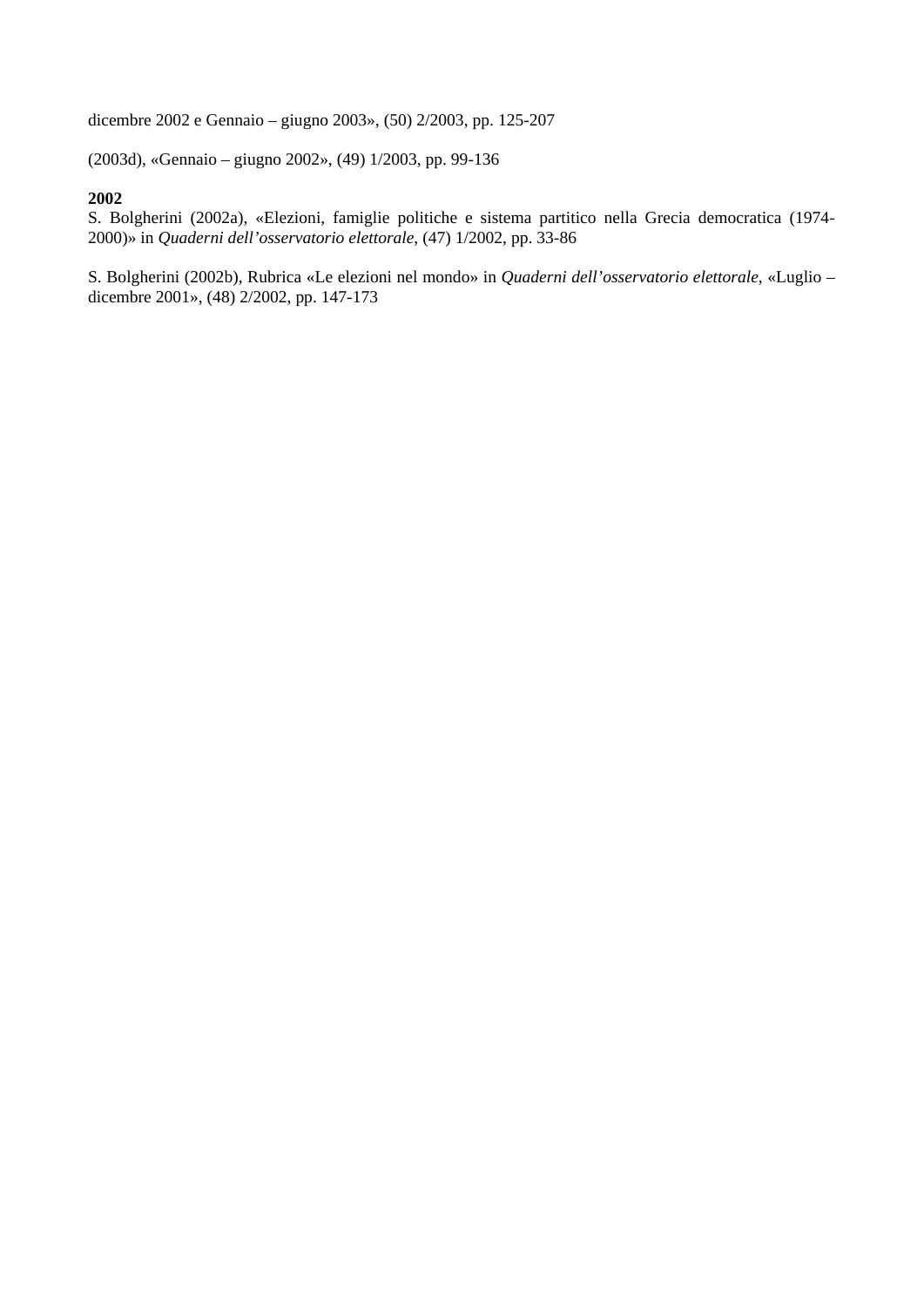dicembre 2002 e Gennaio – giugno 2003», (50) 2/2003, pp. 125-207

(2003d), «Gennaio – giugno 2002», (49) 1/2003, pp. 99-136

**2002**

S. Bolgherini (2002a), «Elezioni, famiglie politiche e sistema partitico nella Grecia democratica (1974-2000)» in *Quaderni dell'osservatorio elettorale*, (47) 1/2002, pp. 33-86

S. Bolgherini (2002b), Rubrica «Le elezioni nel mondo» in *Quaderni dell'osservatorio elettorale*, «Luglio – dicembre 2001», (48) 2/2002, pp. 147-173